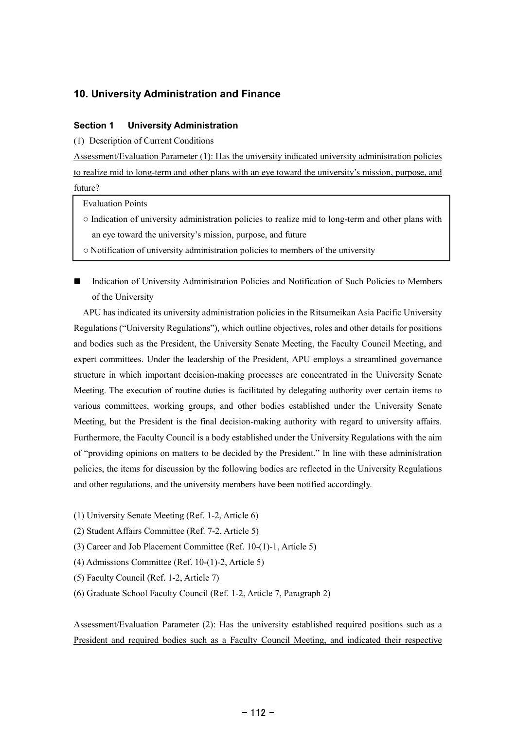## 10. University Administration and Finance

### Section 1 University Administration

(1) Description of Current Conditions

Assessment/Evaluation Parameter (1): Has the university indicated university administration policies to realize mid to long-term and other plans with an eye toward the university's mission, purpose, and future?

> Evaluation Points
>
> ○ Indication of university administration policies to realize mid to long-term and other plans with an eye toward the university's mission, purpose, and future
>
> ○ Notification of university administration policies to members of the university

■ Indication of University Administration Policies and Notification of Such Policies to Members of the University

APU has indicated its university administration policies in the Ritsumeikan Asia Pacific University Regulations ("University Regulations"), which outline objectives, roles and other details for positions and bodies such as the President, the University Senate Meeting, the Faculty Council Meeting, and expert committees. Under the leadership of the President, APU employs a streamlined governance structure in which important decision-making processes are concentrated in the University Senate Meeting. The execution of routine duties is facilitated by delegating authority over certain items to various committees, working groups, and other bodies established under the University Senate Meeting, but the President is the final decision-making authority with regard to university affairs. Furthermore, the Faculty Council is a body established under the University Regulations with the aim of "providing opinions on matters to be decided by the President." In line with these administration policies, the items for discussion by the following bodies are reflected in the University Regulations and other regulations, and the university members have been notified accordingly.

(1) University Senate Meeting (Ref. 1-2, Article 6)
(2) Student Affairs Committee (Ref. 7-2, Article 5)
(3) Career and Job Placement Committee (Ref. 10-(1)-1, Article 5)
(4) Admissions Committee (Ref. 10-(1)-2, Article 5)
(5) Faculty Council (Ref. 1-2, Article 7)
(6) Graduate School Faculty Council (Ref. 1-2, Article 7, Paragraph 2)

Assessment/Evaluation Parameter (2): Has the university established required positions such as a President and required bodies such as a Faculty Council Meeting, and indicated their respective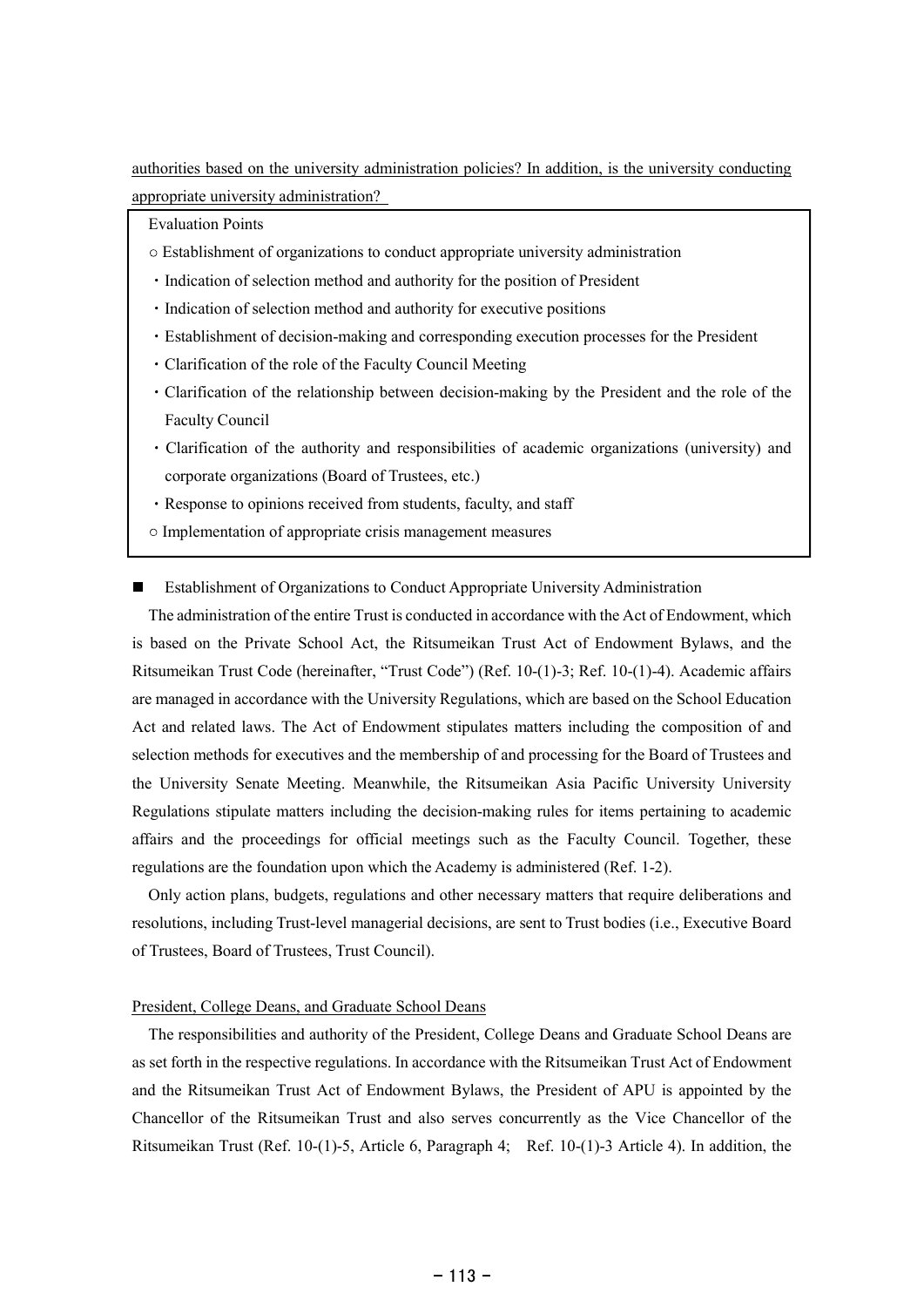authorities based on the university administration policies? In addition, is the university conducting appropriate university administration?

> Evaluation Points
>
> ○ Establishment of organizations to conduct appropriate university administration
>
> ・Indication of selection method and authority for the position of President
>
> ・Indication of selection method and authority for executive positions
>
> ・Establishment of decision-making and corresponding execution processes for the President
>
> ・Clarification of the role of the Faculty Council Meeting
>
> ・Clarification of the relationship between decision-making by the President and the role of the Faculty Council
>
> ・Clarification of the authority and responsibilities of academic organizations (university) and corporate organizations (Board of Trustees, etc.)
>
> ・Response to opinions received from students, faculty, and staff
>
> ○ Implementation of appropriate crisis management measures

### ■ Establishment of Organizations to Conduct Appropriate University Administration

The administration of the entire Trust is conducted in accordance with the Act of Endowment, which is based on the Private School Act, the Ritsumeikan Trust Act of Endowment Bylaws, and the Ritsumeikan Trust Code (hereinafter, "Trust Code") (Ref. 10-(1)-3; Ref. 10-(1)-4). Academic affairs are managed in accordance with the University Regulations, which are based on the School Education Act and related laws. The Act of Endowment stipulates matters including the composition of and selection methods for executives and the membership of and processing for the Board of Trustees and the University Senate Meeting. Meanwhile, the Ritsumeikan Asia Pacific University University Regulations stipulate matters including the decision-making rules for items pertaining to academic affairs and the proceedings for official meetings such as the Faculty Council. Together, these regulations are the foundation upon which the Academy is administered (Ref. 1-2).

Only action plans, budgets, regulations and other necessary matters that require deliberations and resolutions, including Trust-level managerial decisions, are sent to Trust bodies (i.e., Executive Board of Trustees, Board of Trustees, Trust Council).

President, College Deans, and Graduate School Deans

The responsibilities and authority of the President, College Deans and Graduate School Deans are as set forth in the respective regulations. In accordance with the Ritsumeikan Trust Act of Endowment and the Ritsumeikan Trust Act of Endowment Bylaws, the President of APU is appointed by the Chancellor of the Ritsumeikan Trust and also serves concurrently as the Vice Chancellor of the Ritsumeikan Trust (Ref. 10-(1)-5, Article 6, Paragraph 4; Ref. 10-(1)-3 Article 4). In addition, the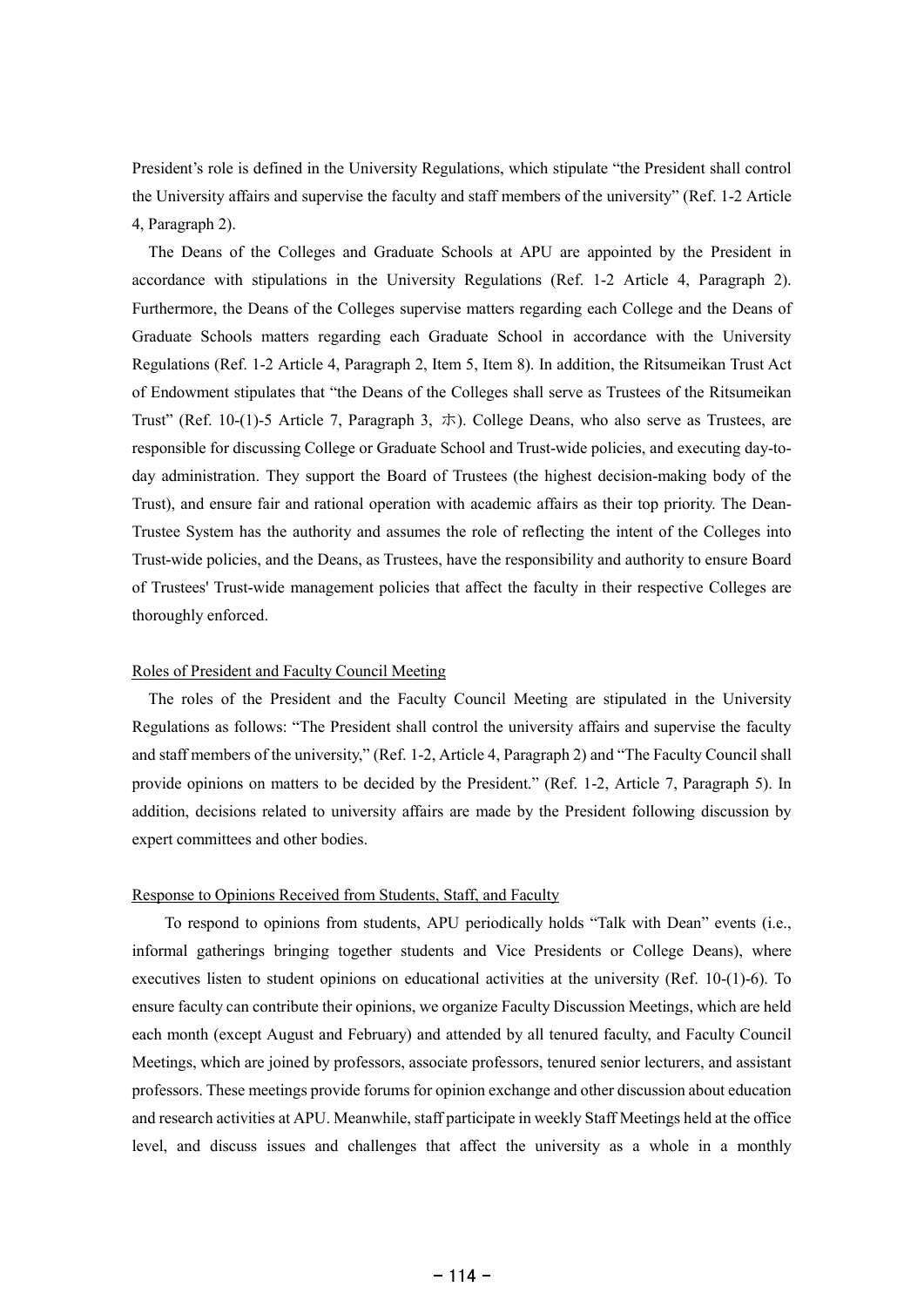President's role is defined in the University Regulations, which stipulate "the President shall control the University affairs and supervise the faculty and staff members of the university" (Ref. 1-2 Article 4, Paragraph 2).

The Deans of the Colleges and Graduate Schools at APU are appointed by the President in accordance with stipulations in the University Regulations (Ref. 1-2 Article 4, Paragraph 2). Furthermore, the Deans of the Colleges supervise matters regarding each College and the Deans of Graduate Schools matters regarding each Graduate School in accordance with the University Regulations (Ref. 1-2 Article 4, Paragraph 2, Item 5, Item 8). In addition, the Ritsumeikan Trust Act of Endowment stipulates that "the Deans of the Colleges shall serve as Trustees of the Ritsumeikan Trust" (Ref. 10-(1)-5 Article 7, Paragraph 3, ホ). College Deans, who also serve as Trustees, are responsible for discussing College or Graduate School and Trust-wide policies, and executing day-to-day administration. They support the Board of Trustees (the highest decision-making body of the Trust), and ensure fair and rational operation with academic affairs as their top priority. The Dean-Trustee System has the authority and assumes the role of reflecting the intent of the Colleges into Trust-wide policies, and the Deans, as Trustees, have the responsibility and authority to ensure Board of Trustees' Trust-wide management policies that affect the faculty in their respective Colleges are thoroughly enforced.

Roles of President and Faculty Council Meeting

The roles of the President and the Faculty Council Meeting are stipulated in the University Regulations as follows: "The President shall control the university affairs and supervise the faculty and staff members of the university," (Ref. 1-2, Article 4, Paragraph 2) and "The Faculty Council shall provide opinions on matters to be decided by the President." (Ref. 1-2, Article 7, Paragraph 5). In addition, decisions related to university affairs are made by the President following discussion by expert committees and other bodies.

Response to Opinions Received from Students, Staff, and Faculty

To respond to opinions from students, APU periodically holds "Talk with Dean" events (i.e., informal gatherings bringing together students and Vice Presidents or College Deans), where executives listen to student opinions on educational activities at the university (Ref. 10-(1)-6). To ensure faculty can contribute their opinions, we organize Faculty Discussion Meetings, which are held each month (except August and February) and attended by all tenured faculty, and Faculty Council Meetings, which are joined by professors, associate professors, tenured senior lecturers, and assistant professors. These meetings provide forums for opinion exchange and other discussion about education and research activities at APU. Meanwhile, staff participate in weekly Staff Meetings held at the office level, and discuss issues and challenges that affect the university as a whole in a monthly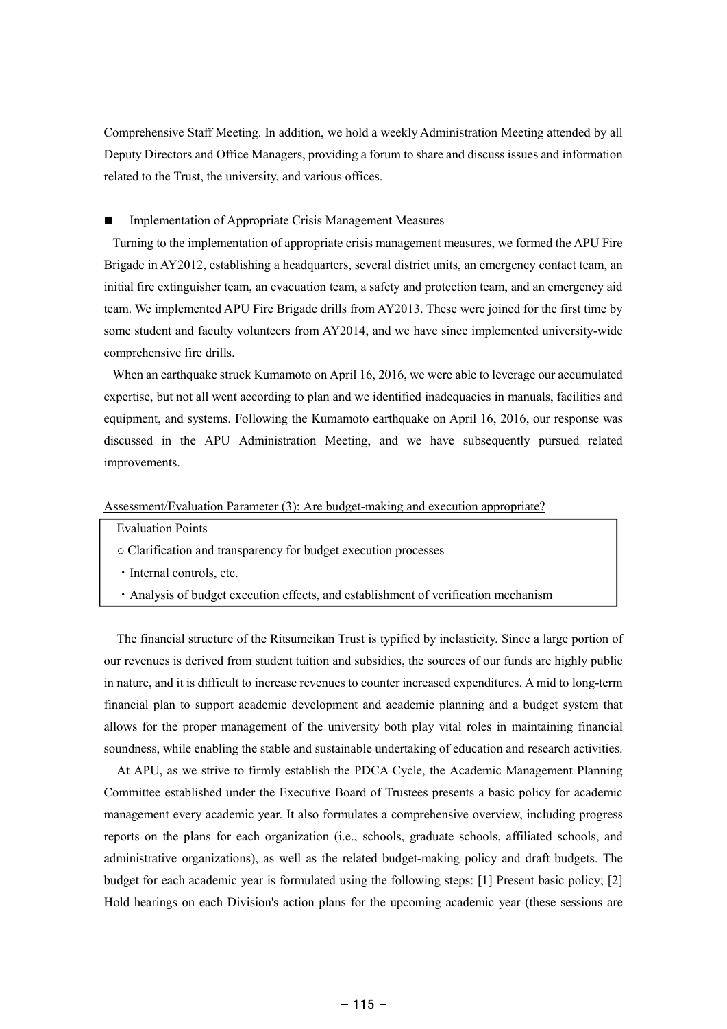Comprehensive Staff Meeting. In addition, we hold a weekly Administration Meeting attended by all Deputy Directors and Office Managers, providing a forum to share and discuss issues and information related to the Trust, the university, and various offices.

■ Implementation of Appropriate Crisis Management Measures

Turning to the implementation of appropriate crisis management measures, we formed the APU Fire Brigade in AY2012, establishing a headquarters, several district units, an emergency contact team, an initial fire extinguisher team, an evacuation team, a safety and protection team, and an emergency aid team. We implemented APU Fire Brigade drills from AY2013. These were joined for the first time by some student and faculty volunteers from AY2014, and we have since implemented university-wide comprehensive fire drills.

When an earthquake struck Kumamoto on April 16, 2016, we were able to leverage our accumulated expertise, but not all went according to plan and we identified inadequacies in manuals, facilities and equipment, and systems. Following the Kumamoto earthquake on April 16, 2016, our response was discussed in the APU Administration Meeting, and we have subsequently pursued related improvements.

Assessment/Evaluation Parameter (3): Are budget-making and execution appropriate?

| Evaluation Points |
|---|
| ○ Clarification and transparency for budget execution processes |
| ・Internal controls, etc. |
| ・Analysis of budget execution effects, and establishment of verification mechanism |

The financial structure of the Ritsumeikan Trust is typified by inelasticity. Since a large portion of our revenues is derived from student tuition and subsidies, the sources of our funds are highly public in nature, and it is difficult to increase revenues to counter increased expenditures. A mid to long-term financial plan to support academic development and academic planning and a budget system that allows for the proper management of the university both play vital roles in maintaining financial soundness, while enabling the stable and sustainable undertaking of education and research activities.

At APU, as we strive to firmly establish the PDCA Cycle, the Academic Management Planning Committee established under the Executive Board of Trustees presents a basic policy for academic management every academic year. It also formulates a comprehensive overview, including progress reports on the plans for each organization (i.e., schools, graduate schools, affiliated schools, and administrative organizations), as well as the related budget-making policy and draft budgets. The budget for each academic year is formulated using the following steps: [1] Present basic policy; [2] Hold hearings on each Division's action plans for the upcoming academic year (these sessions are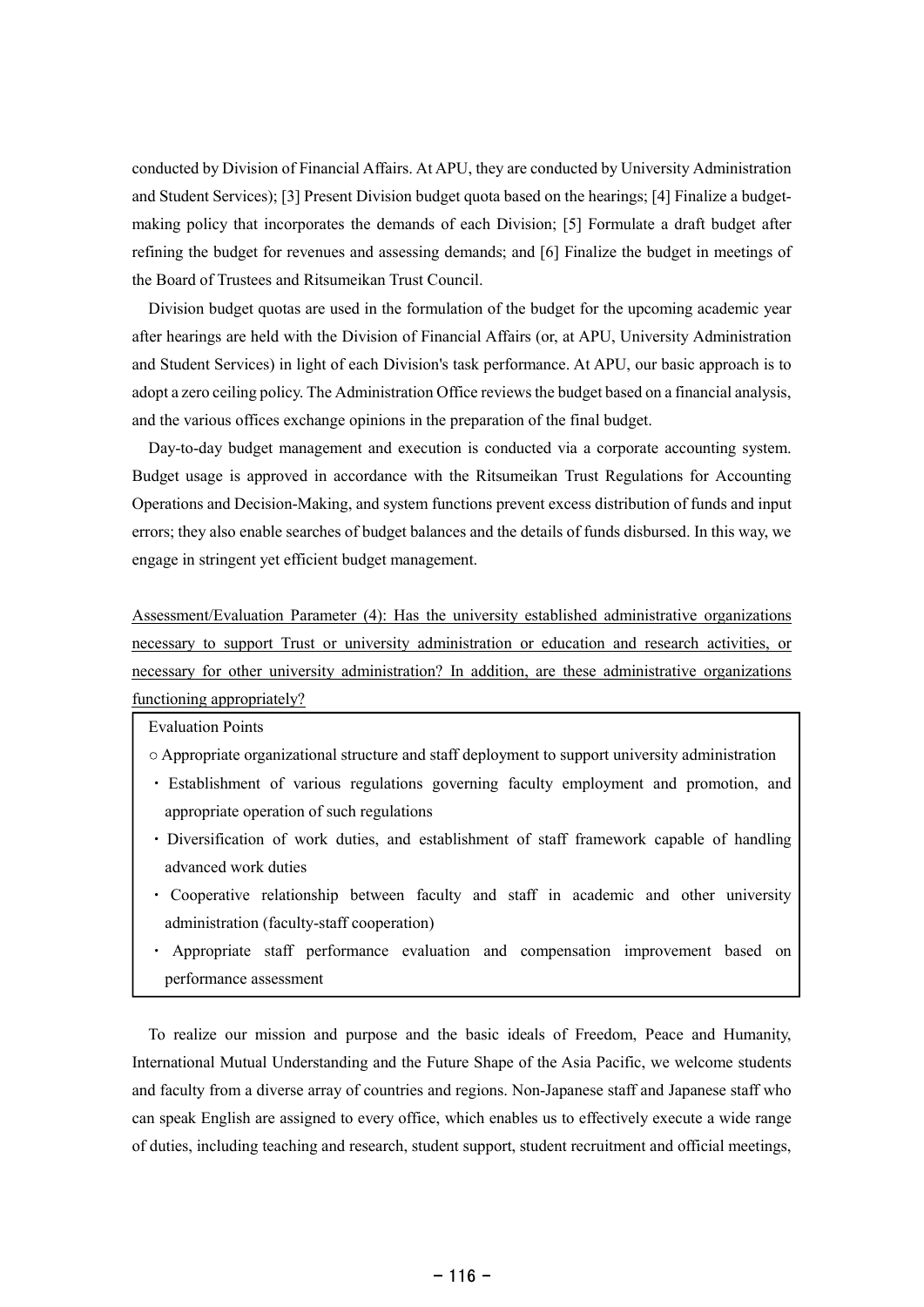conducted by Division of Financial Affairs. At APU, they are conducted by University Administration and Student Services); [3] Present Division budget quota based on the hearings; [4] Finalize a budget-making policy that incorporates the demands of each Division; [5] Formulate a draft budget after refining the budget for revenues and assessing demands; and [6] Finalize the budget in meetings of the Board of Trustees and Ritsumeikan Trust Council.

Division budget quotas are used in the formulation of the budget for the upcoming academic year after hearings are held with the Division of Financial Affairs (or, at APU, University Administration and Student Services) in light of each Division's task performance. At APU, our basic approach is to adopt a zero ceiling policy. The Administration Office reviews the budget based on a financial analysis, and the various offices exchange opinions in the preparation of the final budget.

Day-to-day budget management and execution is conducted via a corporate accounting system. Budget usage is approved in accordance with the Ritsumeikan Trust Regulations for Accounting Operations and Decision-Making, and system functions prevent excess distribution of funds and input errors; they also enable searches of budget balances and the details of funds disbursed. In this way, we engage in stringent yet efficient budget management.

<u>Assessment/Evaluation Parameter (4): Has the university established administrative organizations necessary to support Trust or university administration or education and research activities, or necessary for other university administration? In addition, are these administrative organizations functioning appropriately?</u>

Evaluation Points

○ Appropriate organizational structure and staff deployment to support university administration

- Establishment of various regulations governing faculty employment and promotion, and appropriate operation of such regulations
- Diversification of work duties, and establishment of staff framework capable of handling advanced work duties
- Cooperative relationship between faculty and staff in academic and other university administration (faculty-staff cooperation)
- Appropriate staff performance evaluation and compensation improvement based on performance assessment

To realize our mission and purpose and the basic ideals of Freedom, Peace and Humanity, International Mutual Understanding and the Future Shape of the Asia Pacific, we welcome students and faculty from a diverse array of countries and regions. Non-Japanese staff and Japanese staff who can speak English are assigned to every office, which enables us to effectively execute a wide range of duties, including teaching and research, student support, student recruitment and official meetings,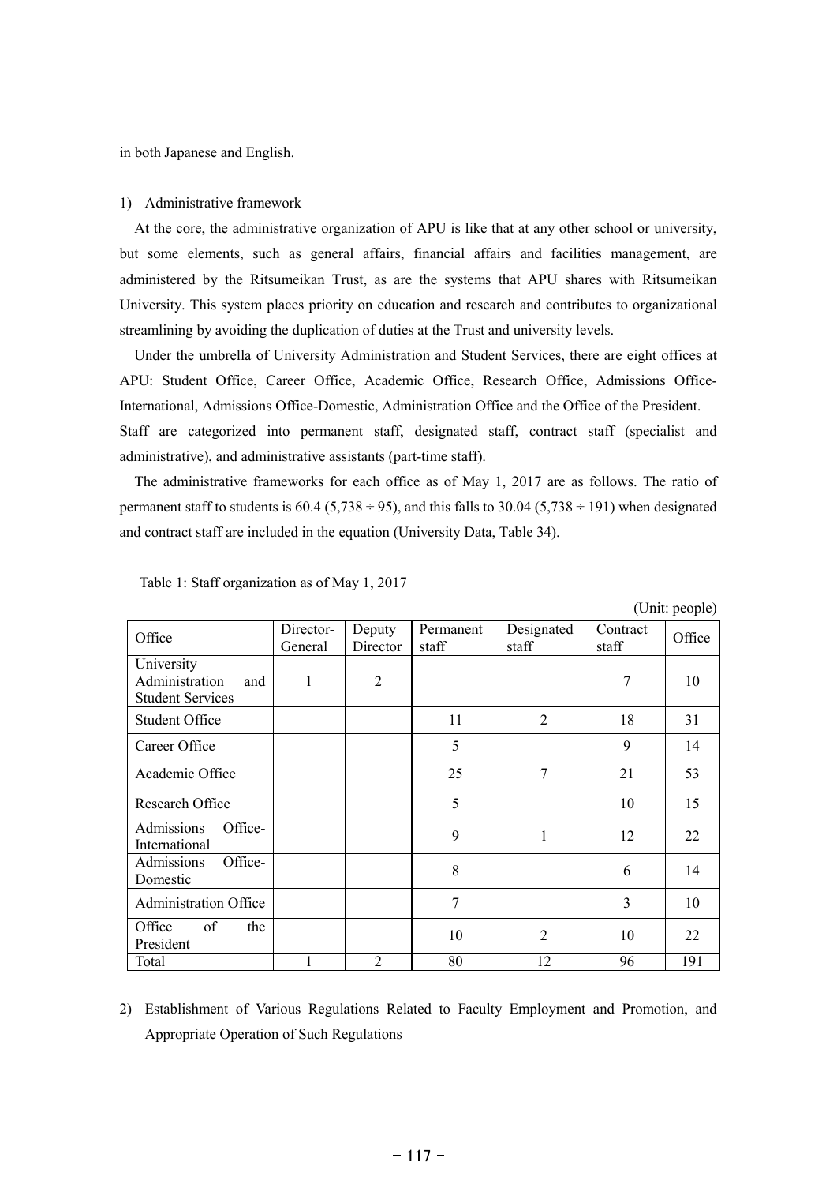in both Japanese and English.

1) Administrative framework

At the core, the administrative organization of APU is like that at any other school or university, but some elements, such as general affairs, financial affairs and facilities management, are administered by the Ritsumeikan Trust, as are the systems that APU shares with Ritsumeikan University. This system places priority on education and research and contributes to organizational streamlining by avoiding the duplication of duties at the Trust and university levels.

Under the umbrella of University Administration and Student Services, there are eight offices at APU: Student Office, Career Office, Academic Office, Research Office, Admissions Office-International, Admissions Office-Domestic, Administration Office and the Office of the President. Staff are categorized into permanent staff, designated staff, contract staff (specialist and administrative), and administrative assistants (part-time staff).

The administrative frameworks for each office as of May 1, 2017 are as follows. The ratio of permanent staff to students is 60.4 (5,738 ÷ 95), and this falls to 30.04 (5,738 ÷ 191) when designated and contract staff are included in the equation (University Data, Table 34).

Table 1: Staff organization as of May 1, 2017

(Unit: people)

| Office | Director-General | Deputy Director | Permanent staff | Designated staff | Contract staff | Office |
|---|---|---|---|---|---|---|
| University Administration and Student Services | 1 | 2 | | | 7 | 10 |
| Student Office | | | 11 | 2 | 18 | 31 |
| Career Office | | | 5 | | 9 | 14 |
| Academic Office | | | 25 | 7 | 21 | 53 |
| Research Office | | | 5 | | 10 | 15 |
| Admissions Office-International | | | 9 | 1 | 12 | 22 |
| Admissions Office-Domestic | | | 8 | | 6 | 14 |
| Administration Office | | | 7 | | 3 | 10 |
| Office of the President | | | 10 | 2 | 10 | 22 |
| Total | 1 | 2 | 80 | 12 | 96 | 191 |

2) Establishment of Various Regulations Related to Faculty Employment and Promotion, and Appropriate Operation of Such Regulations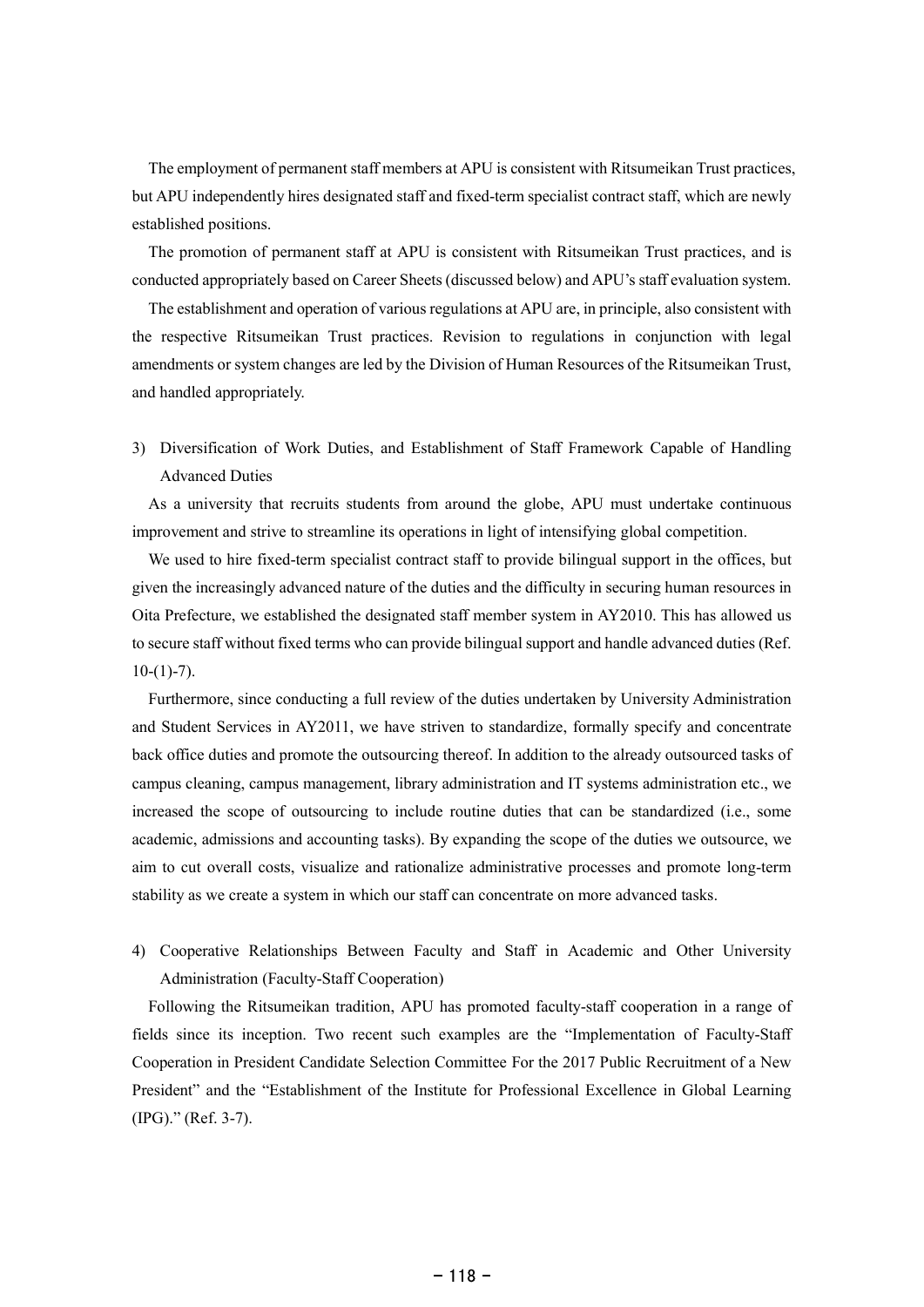The employment of permanent staff members at APU is consistent with Ritsumeikan Trust practices, but APU independently hires designated staff and fixed-term specialist contract staff, which are newly established positions.

The promotion of permanent staff at APU is consistent with Ritsumeikan Trust practices, and is conducted appropriately based on Career Sheets (discussed below) and APU's staff evaluation system.

The establishment and operation of various regulations at APU are, in principle, also consistent with the respective Ritsumeikan Trust practices. Revision to regulations in conjunction with legal amendments or system changes are led by the Division of Human Resources of the Ritsumeikan Trust, and handled appropriately.

3) Diversification of Work Duties, and Establishment of Staff Framework Capable of Handling Advanced Duties

As a university that recruits students from around the globe, APU must undertake continuous improvement and strive to streamline its operations in light of intensifying global competition.

We used to hire fixed-term specialist contract staff to provide bilingual support in the offices, but given the increasingly advanced nature of the duties and the difficulty in securing human resources in Oita Prefecture, we established the designated staff member system in AY2010. This has allowed us to secure staff without fixed terms who can provide bilingual support and handle advanced duties (Ref. 10-(1)-7).

Furthermore, since conducting a full review of the duties undertaken by University Administration and Student Services in AY2011, we have striven to standardize, formally specify and concentrate back office duties and promote the outsourcing thereof. In addition to the already outsourced tasks of campus cleaning, campus management, library administration and IT systems administration etc., we increased the scope of outsourcing to include routine duties that can be standardized (i.e., some academic, admissions and accounting tasks). By expanding the scope of the duties we outsource, we aim to cut overall costs, visualize and rationalize administrative processes and promote long-term stability as we create a system in which our staff can concentrate on more advanced tasks.

4) Cooperative Relationships Between Faculty and Staff in Academic and Other University Administration (Faculty-Staff Cooperation)

Following the Ritsumeikan tradition, APU has promoted faculty-staff cooperation in a range of fields since its inception. Two recent such examples are the "Implementation of Faculty-Staff Cooperation in President Candidate Selection Committee For the 2017 Public Recruitment of a New President" and the "Establishment of the Institute for Professional Excellence in Global Learning (IPG)." (Ref. 3-7).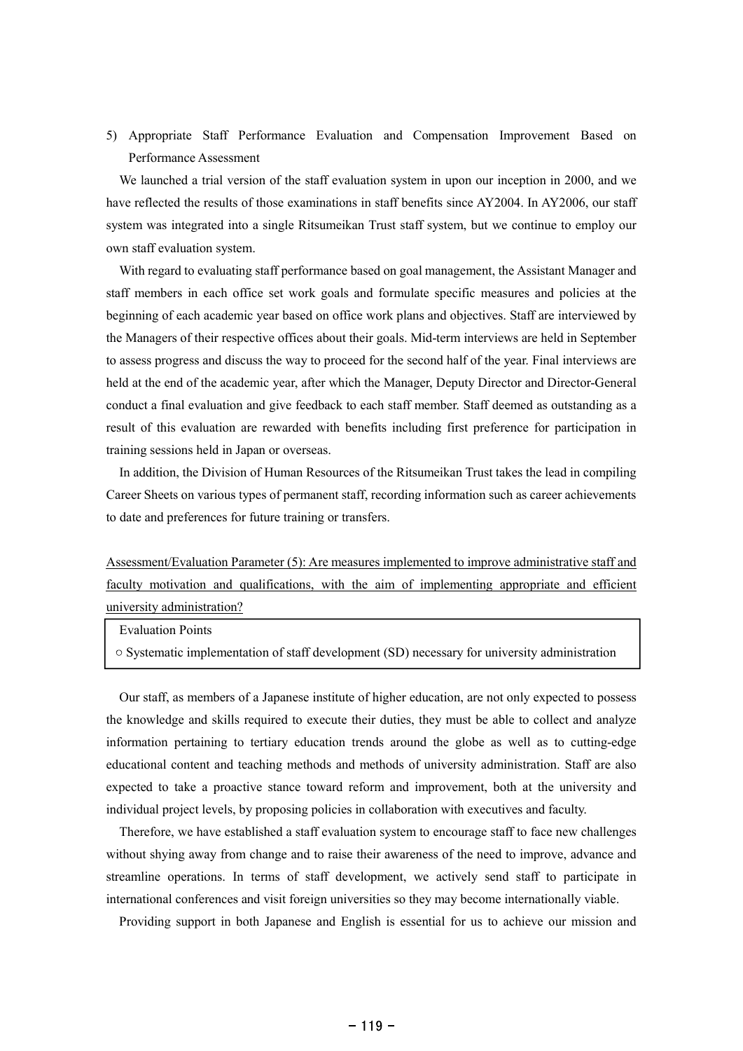5) Appropriate Staff Performance Evaluation and Compensation Improvement Based on Performance Assessment

We launched a trial version of the staff evaluation system in upon our inception in 2000, and we have reflected the results of those examinations in staff benefits since AY2004. In AY2006, our staff system was integrated into a single Ritsumeikan Trust staff system, but we continue to employ our own staff evaluation system.

With regard to evaluating staff performance based on goal management, the Assistant Manager and staff members in each office set work goals and formulate specific measures and policies at the beginning of each academic year based on office work plans and objectives. Staff are interviewed by the Managers of their respective offices about their goals. Mid-term interviews are held in September to assess progress and discuss the way to proceed for the second half of the year. Final interviews are held at the end of the academic year, after which the Manager, Deputy Director and Director-General conduct a final evaluation and give feedback to each staff member. Staff deemed as outstanding as a result of this evaluation are rewarded with benefits including first preference for participation in training sessions held in Japan or overseas.

In addition, the Division of Human Resources of the Ritsumeikan Trust takes the lead in compiling Career Sheets on various types of permanent staff, recording information such as career achievements to date and preferences for future training or transfers.

<u>Assessment/Evaluation Parameter (5): Are measures implemented to improve administrative staff and faculty motivation and qualifications, with the aim of implementing appropriate and efficient university administration?</u>

| Evaluation Points |
|---|
| ○ Systematic implementation of staff development (SD) necessary for university administration |

Our staff, as members of a Japanese institute of higher education, are not only expected to possess the knowledge and skills required to execute their duties, they must be able to collect and analyze information pertaining to tertiary education trends around the globe as well as to cutting-edge educational content and teaching methods and methods of university administration. Staff are also expected to take a proactive stance toward reform and improvement, both at the university and individual project levels, by proposing policies in collaboration with executives and faculty.

Therefore, we have established a staff evaluation system to encourage staff to face new challenges without shying away from change and to raise their awareness of the need to improve, advance and streamline operations. In terms of staff development, we actively send staff to participate in international conferences and visit foreign universities so they may become internationally viable.

Providing support in both Japanese and English is essential for us to achieve our mission and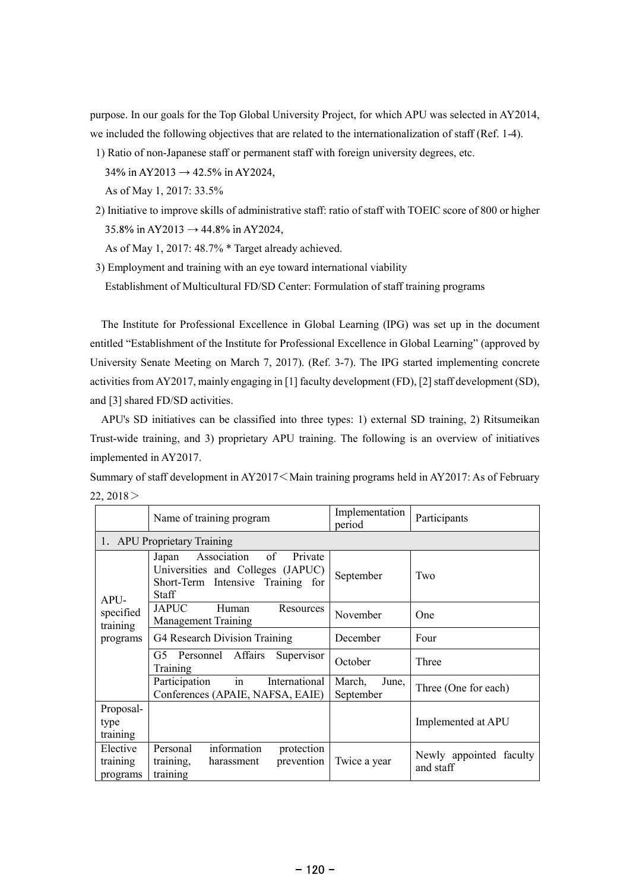purpose. In our goals for the Top Global University Project, for which APU was selected in AY2014, we included the following objectives that are related to the internationalization of staff (Ref. 1-4).

1) Ratio of non-Japanese staff or permanent staff with foreign university degrees, etc.

   34% in AY2013 → 42.5% in AY2024,

   As of May 1, 2017: 33.5%

2) Initiative to improve skills of administrative staff: ratio of staff with TOEIC score of 800 or higher

   35.8% in AY2013 → 44.8% in AY2024,

   As of May 1, 2017: 48.7% * Target already achieved.

3) Employment and training with an eye toward international viability

   Establishment of Multicultural FD/SD Center: Formulation of staff training programs

The Institute for Professional Excellence in Global Learning (IPG) was set up in the document entitled "Establishment of the Institute for Professional Excellence in Global Learning" (approved by University Senate Meeting on March 7, 2017). (Ref. 3-7). The IPG started implementing concrete activities from AY2017, mainly engaging in [1] faculty development (FD), [2] staff development (SD), and [3] shared FD/SD activities.

APU's SD initiatives can be classified into three types: 1) external SD training, 2) Ritsumeikan Trust-wide training, and 3) proprietary APU training. The following is an overview of initiatives implemented in AY2017.

Summary of staff development in AY2017＜Main training programs held in AY2017: As of February 22, 2018＞

| | Name of training program | Implementation period | Participants |
|---|---|---|---|
| 1. APU Proprietary Training | | | |
| APU-specified training programs | Japan Association of Private Universities and Colleges (JAPUC) Short-Term Intensive Training for Staff | September | Two |
| | JAPUC Human Resources Management Training | November | One |
| | G4 Research Division Training | December | Four |
| | G5 Personnel Affairs Supervisor Training | October | Three |
| | Participation in International Conferences (APAIE, NAFSA, EAIE) | March, June, September | Three (One for each) |
| Proposal-type training | | | Implemented at APU |
| Elective training programs | Personal information protection training, harassment prevention training | Twice a year | Newly appointed faculty and staff |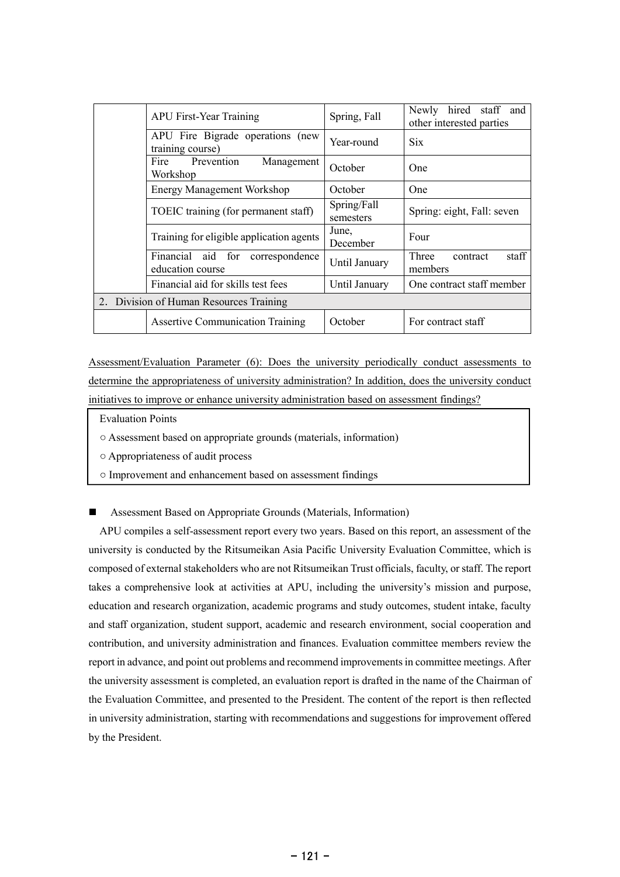|  |  |  |  |
|---|---|---|---|
|  | APU First-Year Training | Spring, Fall | Newly hired staff and other interested parties |
|  | APU Fire Bigrade operations (new training course) | Year-round | Six |
|  | Fire Prevention Management Workshop | October | One |
|  | Energy Management Workshop | October | One |
|  | TOEIC training (for permanent staff) | Spring/Fall semesters | Spring: eight, Fall: seven |
|  | Training for eligible application agents | June, December | Four |
|  | Financial aid for correspondence education course | Until January | Three contract staff members |
|  | Financial aid for skills test fees | Until January | One contract staff member |
| 2. Division of Human Resources Training |  |  |  |
|  | Assertive Communication Training | October | For contract staff |

Assessment/Evaluation Parameter (6): Does the university periodically conduct assessments to determine the appropriateness of university administration? In addition, does the university conduct initiatives to improve or enhance university administration based on assessment findings?

Evaluation Points

○ Assessment based on appropriate grounds (materials, information)

○ Appropriateness of audit process

○ Improvement and enhancement based on assessment findings

■ Assessment Based on Appropriate Grounds (Materials, Information)

APU compiles a self-assessment report every two years. Based on this report, an assessment of the university is conducted by the Ritsumeikan Asia Pacific University Evaluation Committee, which is composed of external stakeholders who are not Ritsumeikan Trust officials, faculty, or staff. The report takes a comprehensive look at activities at APU, including the university's mission and purpose, education and research organization, academic programs and study outcomes, student intake, faculty and staff organization, student support, academic and research environment, social cooperation and contribution, and university administration and finances. Evaluation committee members review the report in advance, and point out problems and recommend improvements in committee meetings. After the university assessment is completed, an evaluation report is drafted in the name of the Chairman of the Evaluation Committee, and presented to the President. The content of the report is then reflected in university administration, starting with recommendations and suggestions for improvement offered by the President.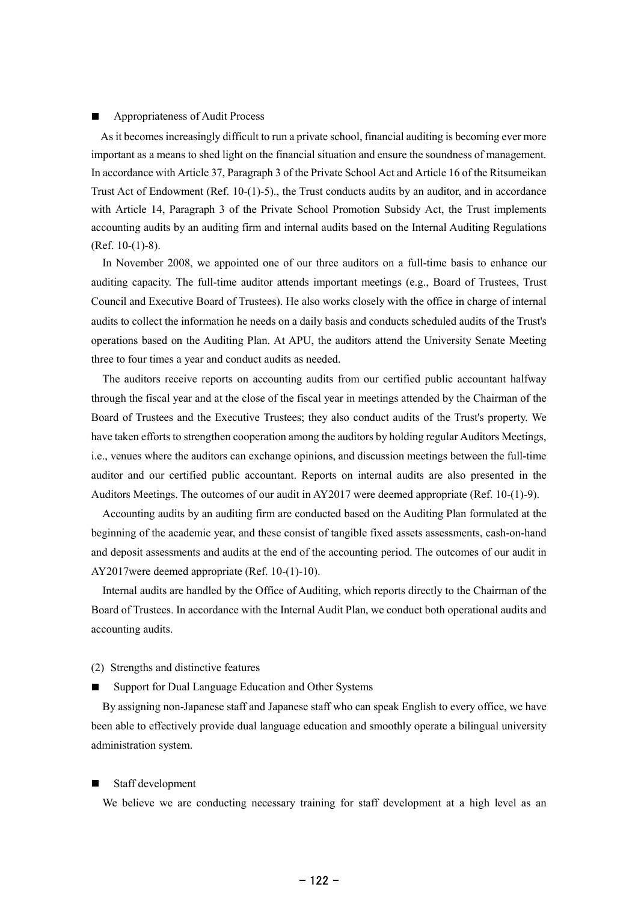■ Appropriateness of Audit Process

As it becomes increasingly difficult to run a private school, financial auditing is becoming ever more important as a means to shed light on the financial situation and ensure the soundness of management. In accordance with Article 37, Paragraph 3 of the Private School Act and Article 16 of the Ritsumeikan Trust Act of Endowment (Ref. 10-(1)-5)., the Trust conducts audits by an auditor, and in accordance with Article 14, Paragraph 3 of the Private School Promotion Subsidy Act, the Trust implements accounting audits by an auditing firm and internal audits based on the Internal Auditing Regulations (Ref. 10-(1)-8).

In November 2008, we appointed one of our three auditors on a full-time basis to enhance our auditing capacity. The full-time auditor attends important meetings (e.g., Board of Trustees, Trust Council and Executive Board of Trustees). He also works closely with the office in charge of internal audits to collect the information he needs on a daily basis and conducts scheduled audits of the Trust's operations based on the Auditing Plan. At APU, the auditors attend the University Senate Meeting three to four times a year and conduct audits as needed.

The auditors receive reports on accounting audits from our certified public accountant halfway through the fiscal year and at the close of the fiscal year in meetings attended by the Chairman of the Board of Trustees and the Executive Trustees; they also conduct audits of the Trust's property. We have taken efforts to strengthen cooperation among the auditors by holding regular Auditors Meetings, i.e., venues where the auditors can exchange opinions, and discussion meetings between the full-time auditor and our certified public accountant. Reports on internal audits are also presented in the Auditors Meetings. The outcomes of our audit in AY2017 were deemed appropriate (Ref. 10-(1)-9).

Accounting audits by an auditing firm are conducted based on the Auditing Plan formulated at the beginning of the academic year, and these consist of tangible fixed assets assessments, cash-on-hand and deposit assessments and audits at the end of the accounting period. The outcomes of our audit in AY2017were deemed appropriate (Ref. 10-(1)-10).

Internal audits are handled by the Office of Auditing, which reports directly to the Chairman of the Board of Trustees. In accordance with the Internal Audit Plan, we conduct both operational audits and accounting audits.

(2) Strengths and distinctive features

■ Support for Dual Language Education and Other Systems

By assigning non-Japanese staff and Japanese staff who can speak English to every office, we have been able to effectively provide dual language education and smoothly operate a bilingual university administration system.

■ Staff development

We believe we are conducting necessary training for staff development at a high level as an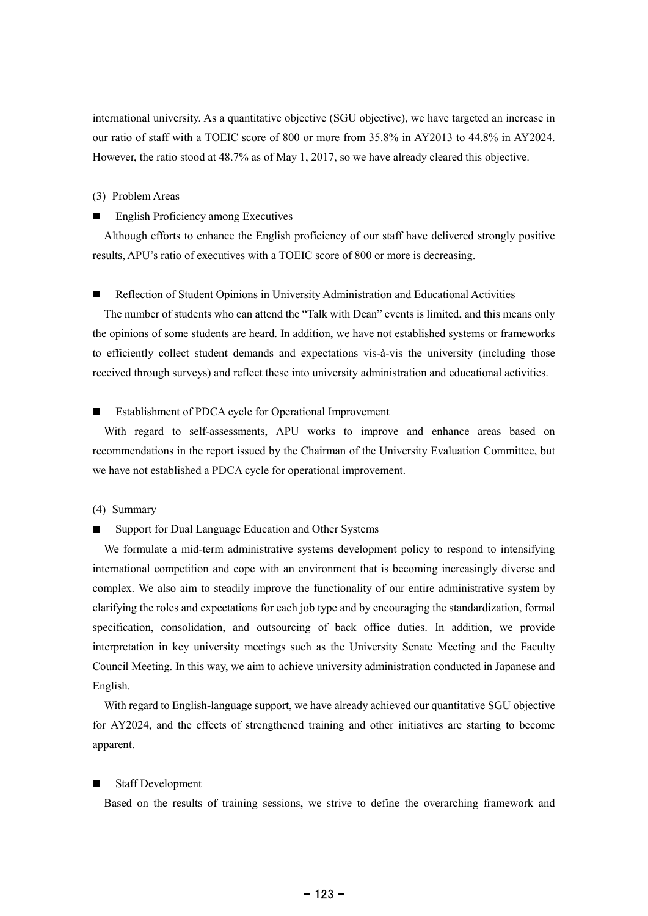international university. As a quantitative objective (SGU objective), we have targeted an increase in our ratio of staff with a TOEIC score of 800 or more from 35.8% in AY2013 to 44.8% in AY2024. However, the ratio stood at 48.7% as of May 1, 2017, so we have already cleared this objective.

(3) Problem Areas

■ English Proficiency among Executives

Although efforts to enhance the English proficiency of our staff have delivered strongly positive results, APU's ratio of executives with a TOEIC score of 800 or more is decreasing.

■ Reflection of Student Opinions in University Administration and Educational Activities

The number of students who can attend the "Talk with Dean" events is limited, and this means only the opinions of some students are heard. In addition, we have not established systems or frameworks to efficiently collect student demands and expectations vis-à-vis the university (including those received through surveys) and reflect these into university administration and educational activities.

■ Establishment of PDCA cycle for Operational Improvement

With regard to self-assessments, APU works to improve and enhance areas based on recommendations in the report issued by the Chairman of the University Evaluation Committee, but we have not established a PDCA cycle for operational improvement.

(4) Summary

■ Support for Dual Language Education and Other Systems

We formulate a mid-term administrative systems development policy to respond to intensifying international competition and cope with an environment that is becoming increasingly diverse and complex. We also aim to steadily improve the functionality of our entire administrative system by clarifying the roles and expectations for each job type and by encouraging the standardization, formal specification, consolidation, and outsourcing of back office duties. In addition, we provide interpretation in key university meetings such as the University Senate Meeting and the Faculty Council Meeting. In this way, we aim to achieve university administration conducted in Japanese and English.

With regard to English-language support, we have already achieved our quantitative SGU objective for AY2024, and the effects of strengthened training and other initiatives are starting to become apparent.

■ Staff Development

Based on the results of training sessions, we strive to define the overarching framework and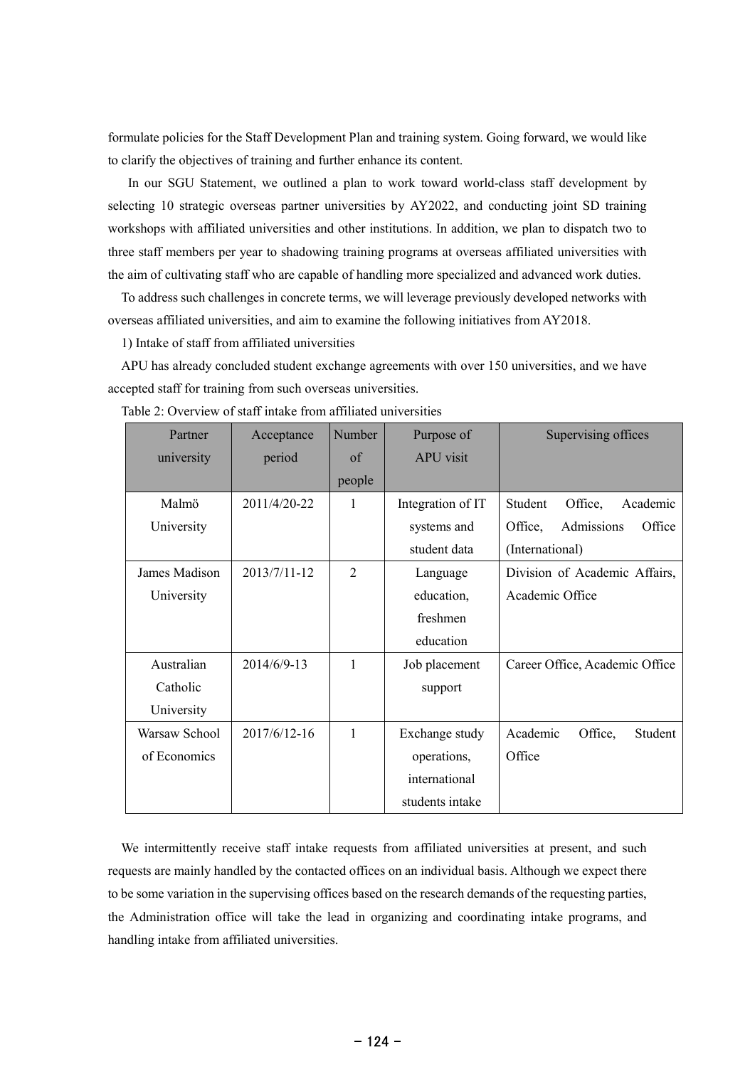formulate policies for the Staff Development Plan and training system. Going forward, we would like to clarify the objectives of training and further enhance its content.

In our SGU Statement, we outlined a plan to work toward world-class staff development by selecting 10 strategic overseas partner universities by AY2022, and conducting joint SD training workshops with affiliated universities and other institutions. In addition, we plan to dispatch two to three staff members per year to shadowing training programs at overseas affiliated universities with the aim of cultivating staff who are capable of handling more specialized and advanced work duties.

To address such challenges in concrete terms, we will leverage previously developed networks with overseas affiliated universities, and aim to examine the following initiatives from AY2018.

1) Intake of staff from affiliated universities

APU has already concluded student exchange agreements with over 150 universities, and we have accepted staff for training from such overseas universities.

Table 2: Overview of staff intake from affiliated universities

| Partner university | Acceptance period | Number of people | Purpose of APU visit | Supervising offices |
|---|---|---|---|---|
| Malmö University | 2011/4/20-22 | 1 | Integration of IT systems and student data | Student Office, Academic Office, Admissions Office (International) |
| James Madison University | 2013/7/11-12 | 2 | Language education, freshmen education | Division of Academic Affairs, Academic Office |
| Australian Catholic University | 2014/6/9-13 | 1 | Job placement support | Career Office, Academic Office |
| Warsaw School of Economics | 2017/6/12-16 | 1 | Exchange study operations, international students intake | Academic Office, Student Office |

We intermittently receive staff intake requests from affiliated universities at present, and such requests are mainly handled by the contacted offices on an individual basis. Although we expect there to be some variation in the supervising offices based on the research demands of the requesting parties, the Administration office will take the lead in organizing and coordinating intake programs, and handling intake from affiliated universities.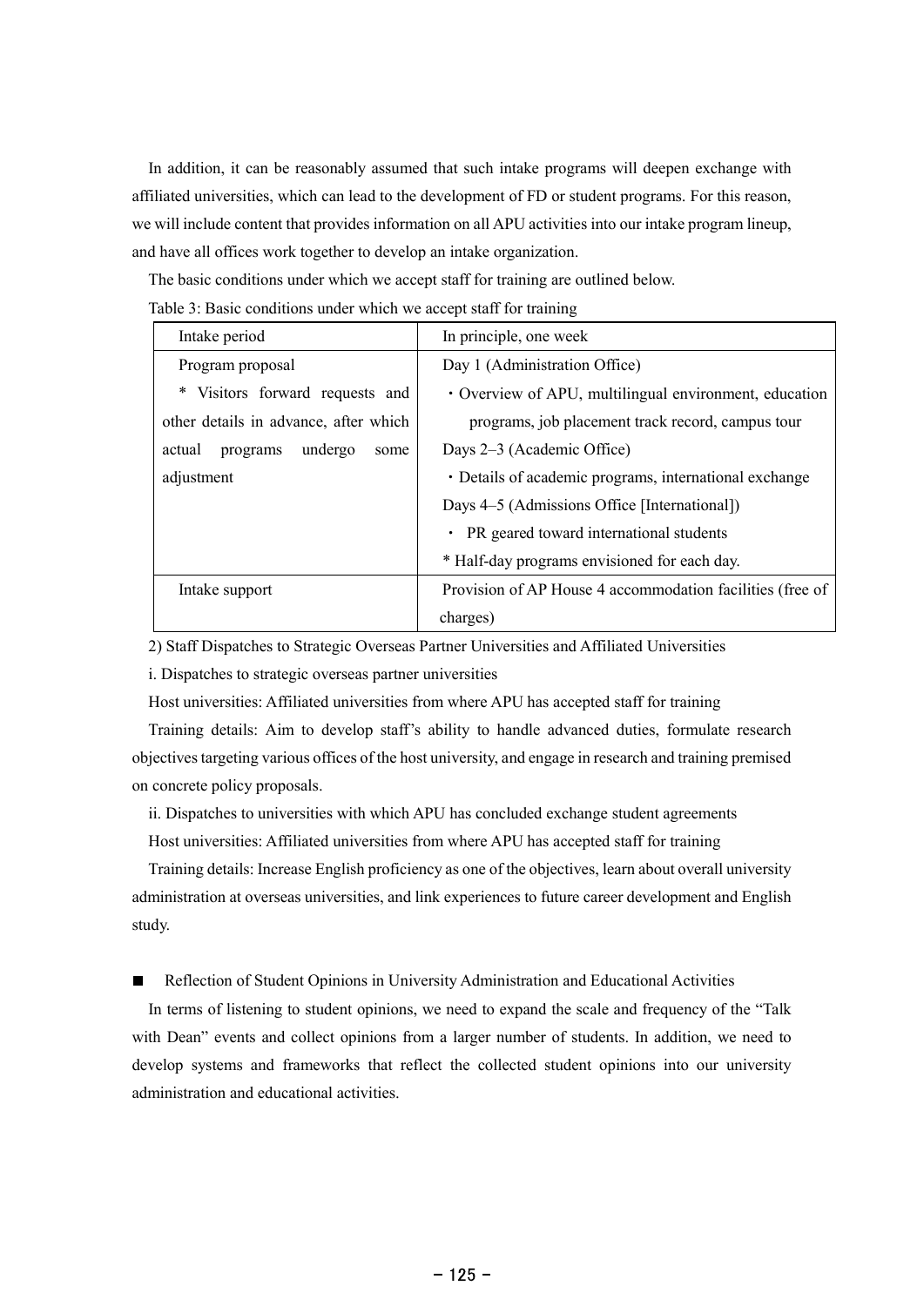In addition, it can be reasonably assumed that such intake programs will deepen exchange with affiliated universities, which can lead to the development of FD or student programs. For this reason, we will include content that provides information on all APU activities into our intake program lineup, and have all offices work together to develop an intake organization.

The basic conditions under which we accept staff for training are outlined below.

Table 3: Basic conditions under which we accept staff for training

| Intake period | In principle, one week |
|---|---|
| Program proposal<br>* Visitors forward requests and other details in advance, after which actual programs undergo some adjustment | Day 1 (Administration Office)<br>・Overview of APU, multilingual environment, education programs, job placement track record, campus tour<br>Days 2–3 (Academic Office)<br>・Details of academic programs, international exchange<br>Days 4–5 (Admissions Office [International])<br>・ PR geared toward international students<br>* Half-day programs envisioned for each day. |
| Intake support | Provision of AP House 4 accommodation facilities (free of charges) |

2) Staff Dispatches to Strategic Overseas Partner Universities and Affiliated Universities

i. Dispatches to strategic overseas partner universities

Host universities: Affiliated universities from where APU has accepted staff for training

Training details: Aim to develop staff's ability to handle advanced duties, formulate research objectives targeting various offices of the host university, and engage in research and training premised on concrete policy proposals.

ii. Dispatches to universities with which APU has concluded exchange student agreements

Host universities: Affiliated universities from where APU has accepted staff for training

Training details: Increase English proficiency as one of the objectives, learn about overall university administration at overseas universities, and link experiences to future career development and English study.

■ Reflection of Student Opinions in University Administration and Educational Activities

In terms of listening to student opinions, we need to expand the scale and frequency of the "Talk with Dean" events and collect opinions from a larger number of students. In addition, we need to develop systems and frameworks that reflect the collected student opinions into our university administration and educational activities.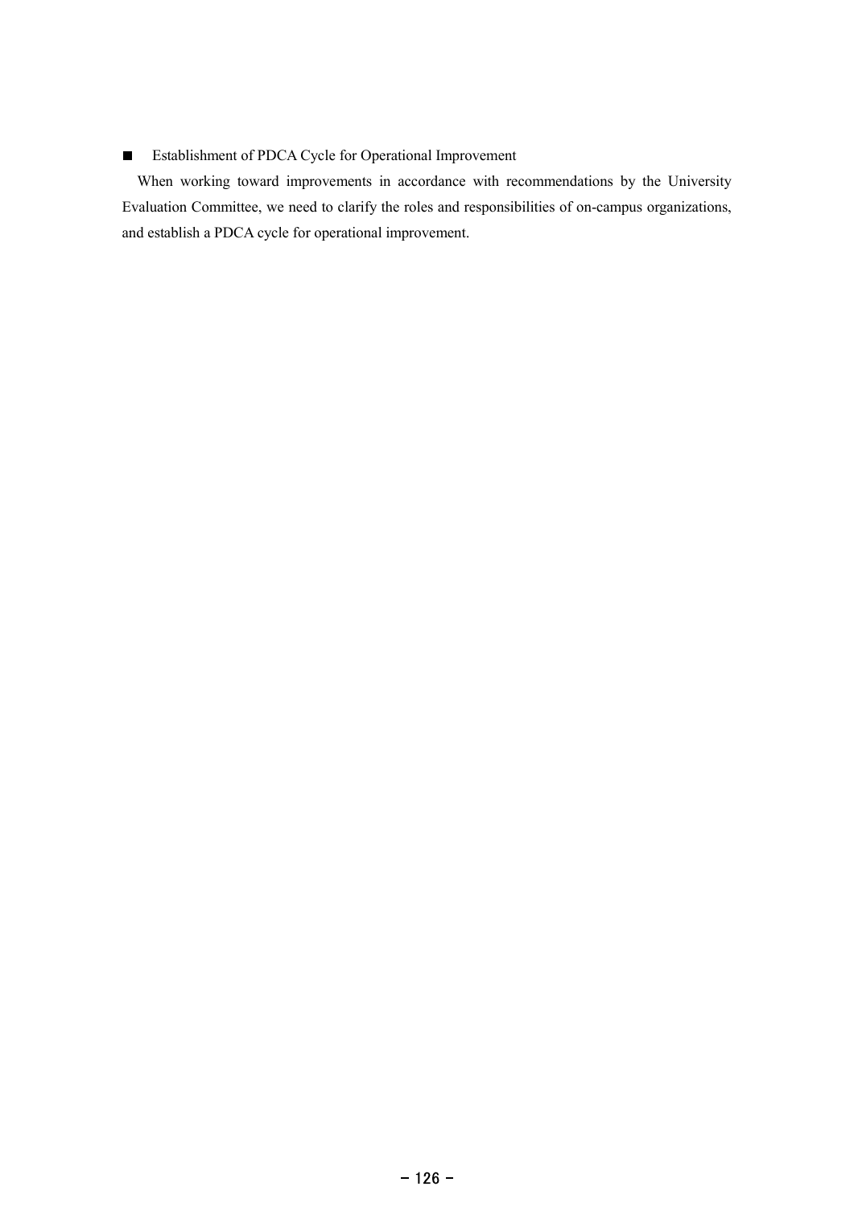■ Establishment of PDCA Cycle for Operational Improvement

When working toward improvements in accordance with recommendations by the University Evaluation Committee, we need to clarify the roles and responsibilities of on-campus organizations, and establish a PDCA cycle for operational improvement.